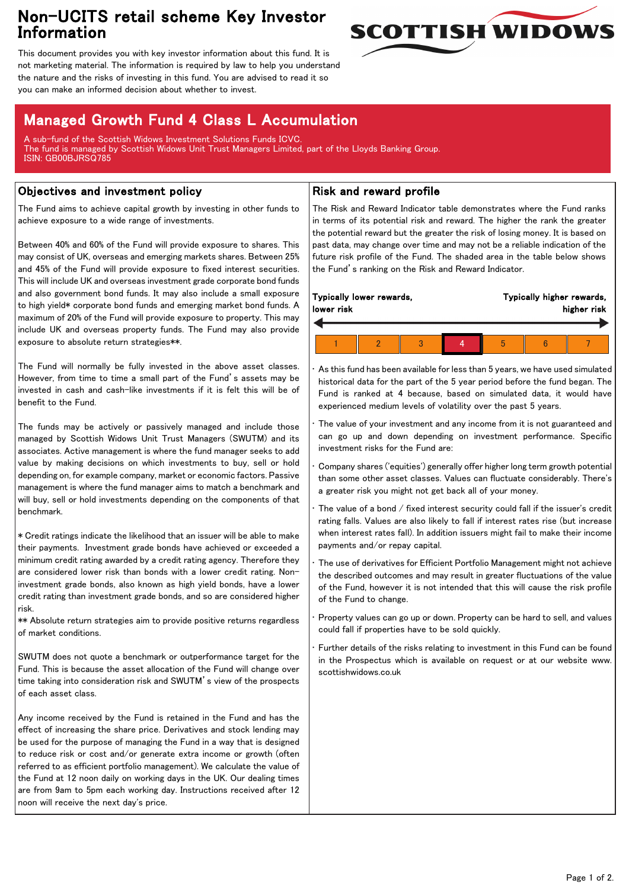# Non-UCITS retail scheme Key Investor Information

This document provides you with key investor information about this fund. It is not marketing material. The information is required by law to help you understand the nature and the risks of investing in this fund. You are advised to read it so you can make an informed decision about whether to invest.

## Managed Growth Fund 4 Class L Accumulation

A sub-fund of the Scottish Widows Investment Solutions Funds ICVC.
The fund is managed by Scottish Widows Unit Trust Managers Limited, part of the Lloyds Banking Group.
ISIN: GB00BJRSQ785

## Objectives and investment policy

The Fund aims to achieve capital growth by investing in other funds to achieve exposure to a wide range of investments.

Between 40% and 60% of the Fund will provide exposure to shares. This may consist of UK, overseas and emerging markets shares. Between 25% and 45% of the Fund will provide exposure to fixed interest securities. This will include UK and overseas investment grade corporate bond funds and also government bond funds. It may also include a small exposure to high yield* corporate bond funds and emerging market bond funds. A maximum of 20% of the Fund will provide exposure to property. This may include UK and overseas property funds. The Fund may also provide exposure to absolute return strategies**.

The Fund will normally be fully invested in the above asset classes. However, from time to time a small part of the Fund's assets may be invested in cash and cash-like investments if it is felt this will be of benefit to the Fund.

The funds may be actively or passively managed and include those managed by Scottish Widows Unit Trust Managers (SWUTM) and its associates. Active management is where the fund manager seeks to add value by making decisions on which investments to buy, sell or hold depending on, for example company, market or economic factors. Passive management is where the fund manager aims to match a benchmark and will buy, sell or hold investments depending on the components of that benchmark.

* Credit ratings indicate the likelihood that an issuer will be able to make their payments. Investment grade bonds have achieved or exceeded a minimum credit rating awarded by a credit rating agency. Therefore they are considered lower risk than bonds with a lower credit rating. Non-investment grade bonds, also known as high yield bonds, have a lower credit rating than investment grade bonds, and so are considered higher risk.

** Absolute return strategies aim to provide positive returns regardless of market conditions.

SWUTM does not quote a benchmark or outperformance target for the Fund. This is because the asset allocation of the Fund will change over time taking into consideration risk and SWUTM's view of the prospects of each asset class.

Any income received by the Fund is retained in the Fund and has the effect of increasing the share price. Derivatives and stock lending may be used for the purpose of managing the Fund in a way that is designed to reduce risk or cost and/or generate extra income or growth (often referred to as efficient portfolio management). We calculate the value of the Fund at 12 noon daily on working days in the UK. Our dealing times are from 9am to 5pm each working day. Instructions received after 12 noon will receive the next day's price.

## Risk and reward profile

The Risk and Reward Indicator table demonstrates where the Fund ranks in terms of its potential risk and reward. The higher the rank the greater the potential reward but the greater the risk of losing money. It is based on past data, may change over time and may not be a reliable indication of the future risk profile of the Fund. The shaded area in the table below shows the Fund's ranking on the Risk and Reward Indicator.

**Typically lower rewards, lower risk** ← → **Typically higher rewards, higher risk**

| 1 | 2 | 3 | **4** | 5 | 6 | 7 |
|---|---|---|---|---|---|---|

- As this fund has been available for less than 5 years, we have used simulated historical data for the part of the 5 year period before the fund began. The Fund is ranked at 4 because, based on simulated data, it would have experienced medium levels of volatility over the past 5 years.
- The value of your investment and any income from it is not guaranteed and can go up and down depending on investment performance. Specific investment risks for the Fund are:
- Company shares ('equities') generally offer higher long term growth potential than some other asset classes. Values can fluctuate considerably. There's a greater risk you might not get back all of your money.
- The value of a bond / fixed interest security could fall if the issuer's credit rating falls. Values are also likely to fall if interest rates rise (but increase when interest rates fall). In addition issuers might fail to make their income payments and/or repay capital.
- The use of derivatives for Efficient Portfolio Management might not achieve the described outcomes and may result in greater fluctuations of the value of the Fund, however it is not intended that this will cause the risk profile of the Fund to change.
- Property values can go up or down. Property can be hard to sell, and values could fall if properties have to be sold quickly.
- Further details of the risks relating to investment in this Fund can be found in the Prospectus which is available on request or at our website www.scottishwidows.co.uk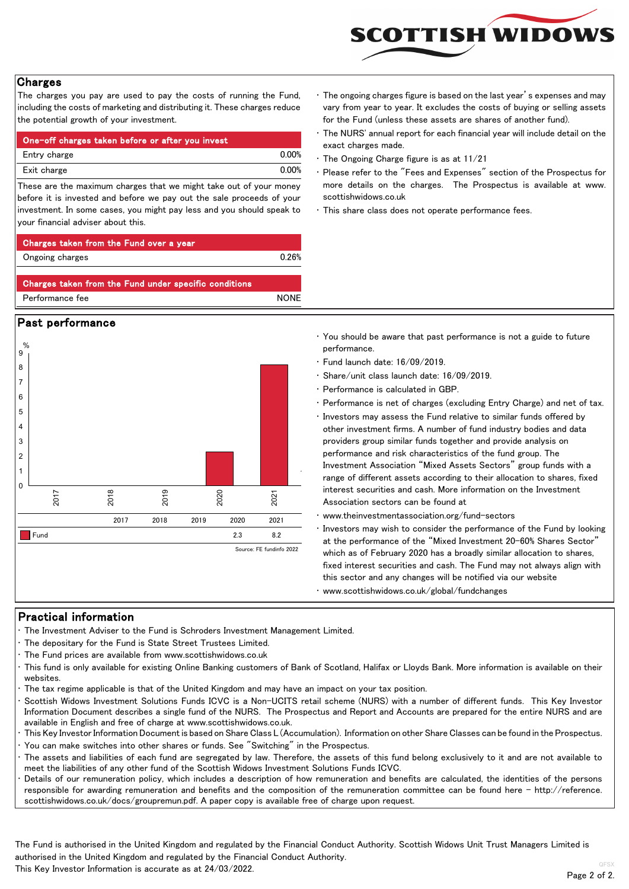## Charges

The charges you pay are used to pay the costs of running the Fund, including the costs of marketing and distributing it. These charges reduce the potential growth of your investment.

| One-off charges taken before or after you invest | |
|---|---|
| Entry charge | 0.00% |
| Exit charge | 0.00% |

These are the maximum charges that we might take out of your money before it is invested and before we pay out the sale proceeds of your investment. In some cases, you might pay less and you should speak to your financial adviser about this.

| Charges taken from the Fund over a year | |
|---|---|
| Ongoing charges | 0.26% |

| Charges taken from the Fund under specific conditions | |
|---|---|
| Performance fee | NONE |

- The ongoing charges figure is based on the last year's expenses and may vary from year to year. It excludes the costs of buying or selling assets for the Fund (unless these assets are shares of another fund).
- The NURS' annual report for each financial year will include detail on the exact charges made.
- The Ongoing Charge figure is as at 11/21
- Please refer to the "Fees and Expenses" section of the Prospectus for more details on the charges. The Prospectus is available at www.scottishwidows.co.uk
- This share class does not operate performance fees.

## Past performance

%
9
8
7
6
5
4
3
2
1
0
2017 2018 2019 2020 2021

| | 2017 | 2018 | 2019 | 2020 | 2021 |
|---|---|---|---|---|---|
| Fund | | | | 2.3 | 8.2 |

Source: FE fundinfo 2022

- You should be aware that past performance is not a guide to future performance.
- Fund launch date: 16/09/2019.
- Share/unit class launch date: 16/09/2019.
- Performance is calculated in GBP.
- Performance is net of charges (excluding Entry Charge) and net of tax.
- Investors may assess the Fund relative to similar funds offered by other investment firms. A number of fund industry bodies and data providers group similar funds together and provide analysis on performance and risk characteristics of the fund group. The Investment Association "Mixed Assets Sectors" group funds with a range of different assets according to their allocation to shares, fixed interest securities and cash. More information on the Investment Association sectors can be found at
- www.theinvestmentassociation.org/fund-sectors
- Investors may wish to consider the performance of the Fund by looking at the performance of the "Mixed Investment 20-60% Shares Sector" which as of February 2020 has a broadly similar allocation to shares, fixed interest securities and cash. The Fund may not always align with this sector and any changes will be notified via our website
- www.scottishwidows.co.uk/global/fundchanges

## Practical information

- The Investment Adviser to the Fund is Schroders Investment Management Limited.
- The depositary for the Fund is State Street Trustees Limited.
- The Fund prices are available from www.scottishwidows.co.uk
- This fund is only available for existing Online Banking customers of Bank of Scotland, Halifax or Lloyds Bank. More information is available on their websites.
- The tax regime applicable is that of the United Kingdom and may have an impact on your tax position.
- Scottish Widows Investment Solutions Funds ICVC is a Non-UCITS retail scheme (NURS) with a number of different funds. This Key Investor Information Document describes a single fund of the NURS. The Prospectus and Report and Accounts are prepared for the entire NURS and are available in English and free of charge at www.scottishwidows.co.uk.
- This Key Investor Information Document is based on Share Class L (Accumulation). Information on other Share Classes can be found in the Prospectus.
- You can make switches into other shares or funds. See "Switching" in the Prospectus.
- The assets and liabilities of each fund are segregated by law. Therefore, the assets of this fund belong exclusively to it and are not available to meet the liabilities of any other fund of the Scottish Widows Investment Solutions Funds ICVC.
- Details of our remuneration policy, which includes a description of how remuneration and benefits are calculated, the identities of the persons responsible for awarding remuneration and benefits and the composition of the remuneration committee can be found here - http://reference.scottishwidows.co.uk/docs/groupremun.pdf. A paper copy is available free of charge upon request.

The Fund is authorised in the United Kingdom and regulated by the Financial Conduct Authority. Scottish Widows Unit Trust Managers Limited is authorised in the United Kingdom and regulated by the Financial Conduct Authority.
This Key Investor Information is accurate as at 24/03/2022.